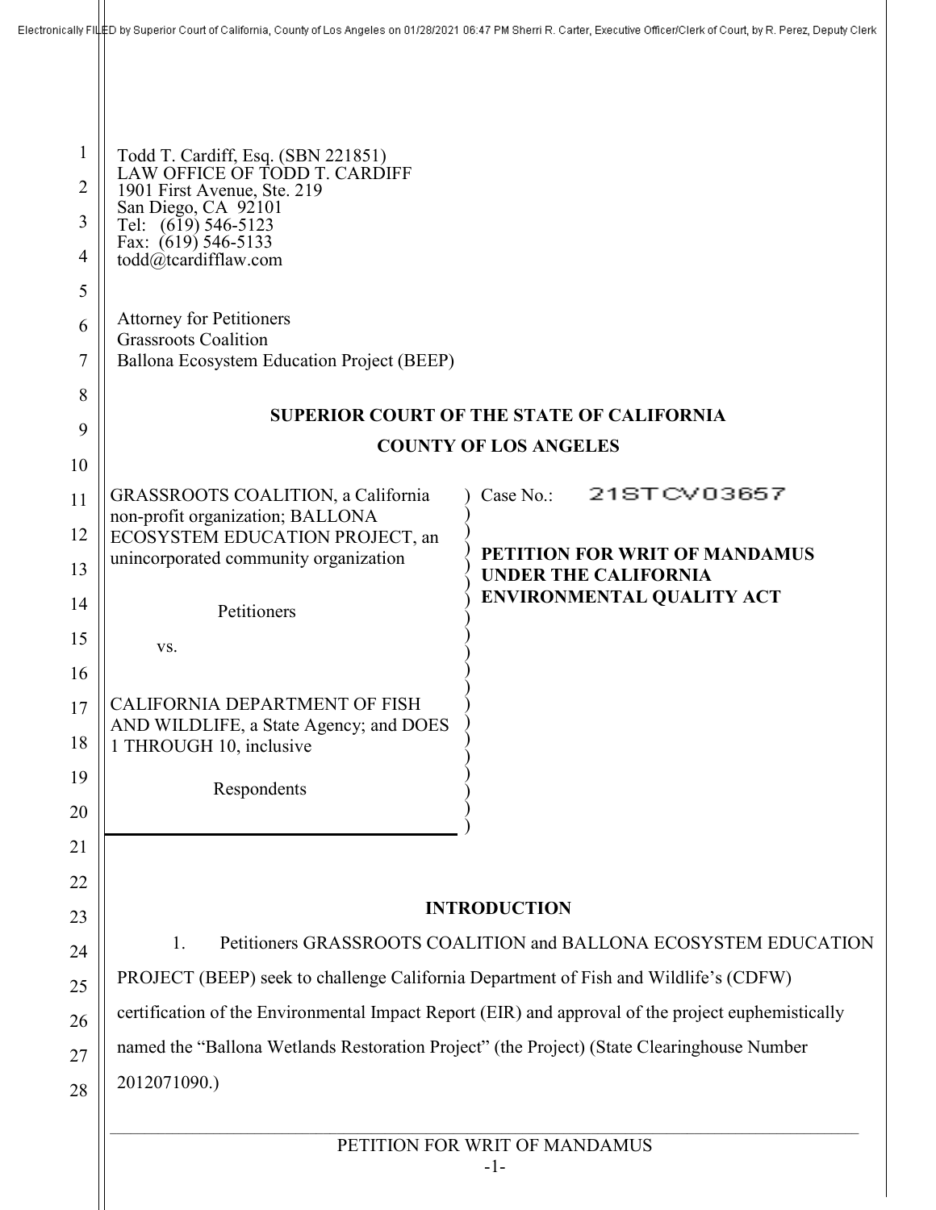Electronically FILED by Superior Court of California, County of Los Angeles on 01/28/2021 06:47 PM Sherri R. Carter, Executive Officer/Clerk of Court, by R. Perez, Deputy Clerk

Todd T. Cardiff, Esq. (SBN 221851)
LAW OFFICE OF TODD T. CARDIFF
1901 First Avenue, Ste. 219
San Diego, CA 92101
Tel: (619) 546-5123
Fax: (619) 546-5133
todd@tcardifflaw.com

Attorney for Petitioners
Grassroots Coalition
Ballona Ecosystem Education Project (BEEP)

**SUPERIOR COURT OF THE STATE OF CALIFORNIA**

**COUNTY OF LOS ANGELES**

GRASSROOTS COALITION, a California non-profit organization; BALLONA ECOSYSTEM EDUCATION PROJECT, an unincorporated community organization

Petitioners

vs.

CALIFORNIA DEPARTMENT OF FISH AND WILDLIFE, a State Agency; and DOES 1 THROUGH 10, inclusive

Respondents

Case No.: 21STCV03657

**PETITION FOR WRIT OF MANDAMUS UNDER THE CALIFORNIA ENVIRONMENTAL QUALITY ACT**

**INTRODUCTION**

1. Petitioners GRASSROOTS COALITION and BALLONA ECOSYSTEM EDUCATION PROJECT (BEEP) seek to challenge California Department of Fish and Wildlife's (CDFW) certification of the Environmental Impact Report (EIR) and approval of the project euphemistically named the "Ballona Wetlands Restoration Project" (the Project) (State Clearinghouse Number 2012071090.)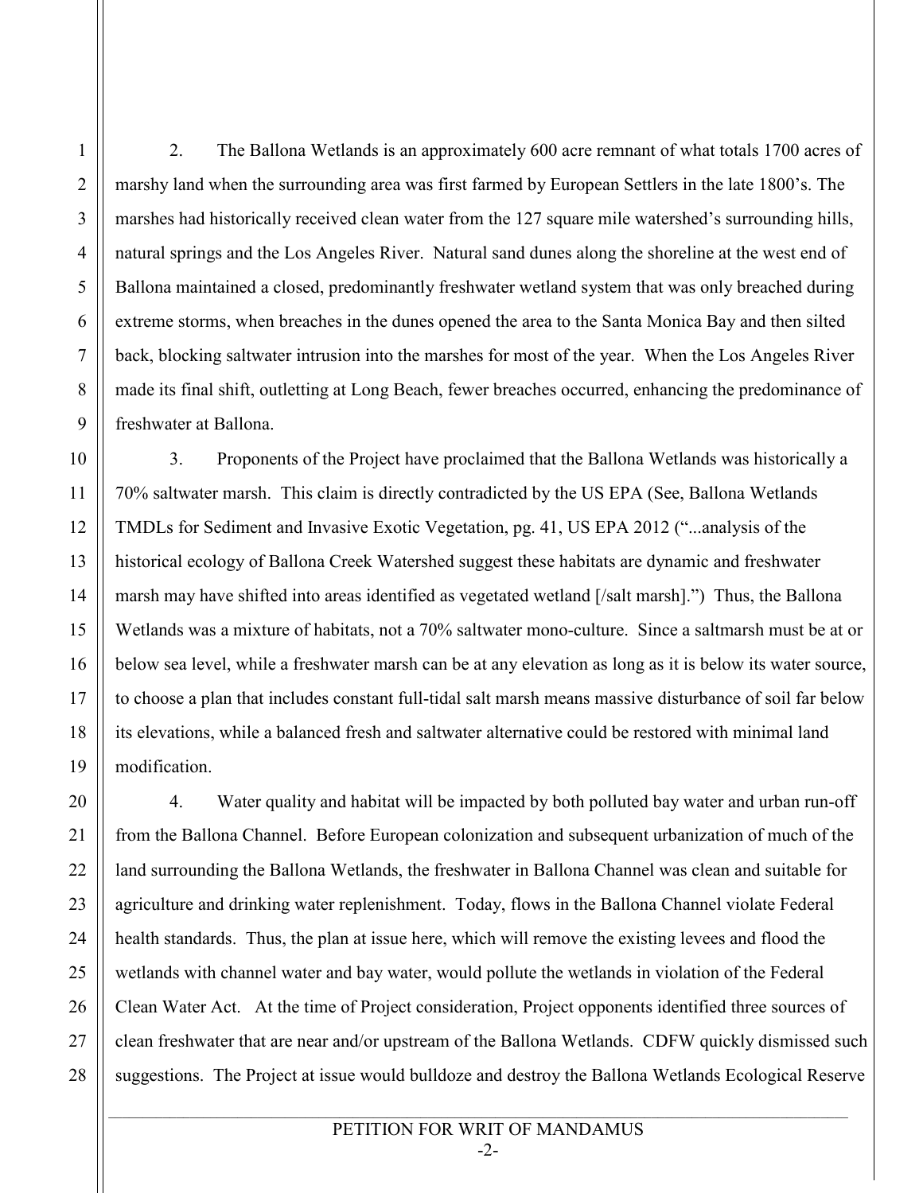2. The Ballona Wetlands is an approximately 600 acre remnant of what totals 1700 acres of marshy land when the surrounding area was first farmed by European Settlers in the late 1800's. The marshes had historically received clean water from the 127 square mile watershed's surrounding hills, natural springs and the Los Angeles River. Natural sand dunes along the shoreline at the west end of Ballona maintained a closed, predominantly freshwater wetland system that was only breached during extreme storms, when breaches in the dunes opened the area to the Santa Monica Bay and then silted back, blocking saltwater intrusion into the marshes for most of the year. When the Los Angeles River made its final shift, outletting at Long Beach, fewer breaches occurred, enhancing the predominance of freshwater at Ballona.

3. Proponents of the Project have proclaimed that the Ballona Wetlands was historically a 70% saltwater marsh. This claim is directly contradicted by the US EPA (See, Ballona Wetlands TMDLs for Sediment and Invasive Exotic Vegetation, pg. 41, US EPA 2012 ("...analysis of the historical ecology of Ballona Creek Watershed suggest these habitats are dynamic and freshwater marsh may have shifted into areas identified as vegetated wetland [/salt marsh].") Thus, the Ballona Wetlands was a mixture of habitats, not a 70% saltwater mono-culture. Since a saltmarsh must be at or below sea level, while a freshwater marsh can be at any elevation as long as it is below its water source, to choose a plan that includes constant full-tidal salt marsh means massive disturbance of soil far below its elevations, while a balanced fresh and saltwater alternative could be restored with minimal land modification.

4. Water quality and habitat will be impacted by both polluted bay water and urban run-off from the Ballona Channel. Before European colonization and subsequent urbanization of much of the land surrounding the Ballona Wetlands, the freshwater in Ballona Channel was clean and suitable for agriculture and drinking water replenishment. Today, flows in the Ballona Channel violate Federal health standards. Thus, the plan at issue here, which will remove the existing levees and flood the wetlands with channel water and bay water, would pollute the wetlands in violation of the Federal Clean Water Act. At the time of Project consideration, Project opponents identified three sources of clean freshwater that are near and/or upstream of the Ballona Wetlands. CDFW quickly dismissed such suggestions. The Project at issue would bulldoze and destroy the Ballona Wetlands Ecological Reserve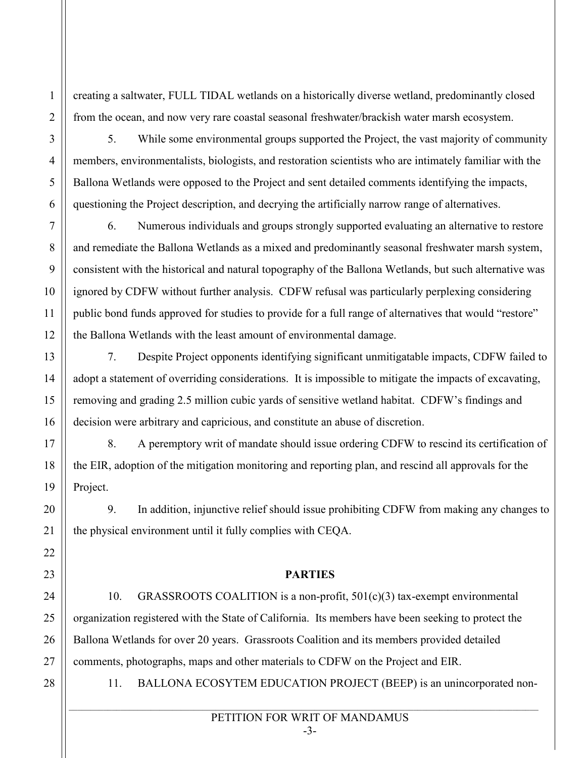creating a saltwater, FULL TIDAL wetlands on a historically diverse wetland, predominantly closed from the ocean, and now very rare coastal seasonal freshwater/brackish water marsh ecosystem.

5. While some environmental groups supported the Project, the vast majority of community members, environmentalists, biologists, and restoration scientists who are intimately familiar with the Ballona Wetlands were opposed to the Project and sent detailed comments identifying the impacts, questioning the Project description, and decrying the artificially narrow range of alternatives.

6. Numerous individuals and groups strongly supported evaluating an alternative to restore and remediate the Ballona Wetlands as a mixed and predominantly seasonal freshwater marsh system, consistent with the historical and natural topography of the Ballona Wetlands, but such alternative was ignored by CDFW without further analysis. CDFW refusal was particularly perplexing considering public bond funds approved for studies to provide for a full range of alternatives that would "restore" the Ballona Wetlands with the least amount of environmental damage.

7. Despite Project opponents identifying significant unmitigatable impacts, CDFW failed to adopt a statement of overriding considerations. It is impossible to mitigate the impacts of excavating, removing and grading 2.5 million cubic yards of sensitive wetland habitat. CDFW's findings and decision were arbitrary and capricious, and constitute an abuse of discretion.

8. A peremptory writ of mandate should issue ordering CDFW to rescind its certification of the EIR, adoption of the mitigation monitoring and reporting plan, and rescind all approvals for the Project.

9. In addition, injunctive relief should issue prohibiting CDFW from making any changes to the physical environment until it fully complies with CEQA.

## PARTIES

10. GRASSROOTS COALITION is a non-profit, 501(c)(3) tax-exempt environmental organization registered with the State of California. Its members have been seeking to protect the Ballona Wetlands for over 20 years. Grassroots Coalition and its members provided detailed comments, photographs, maps and other materials to CDFW on the Project and EIR.

11. BALLONA ECOSYTEM EDUCATION PROJECT (BEEP) is an unincorporated non-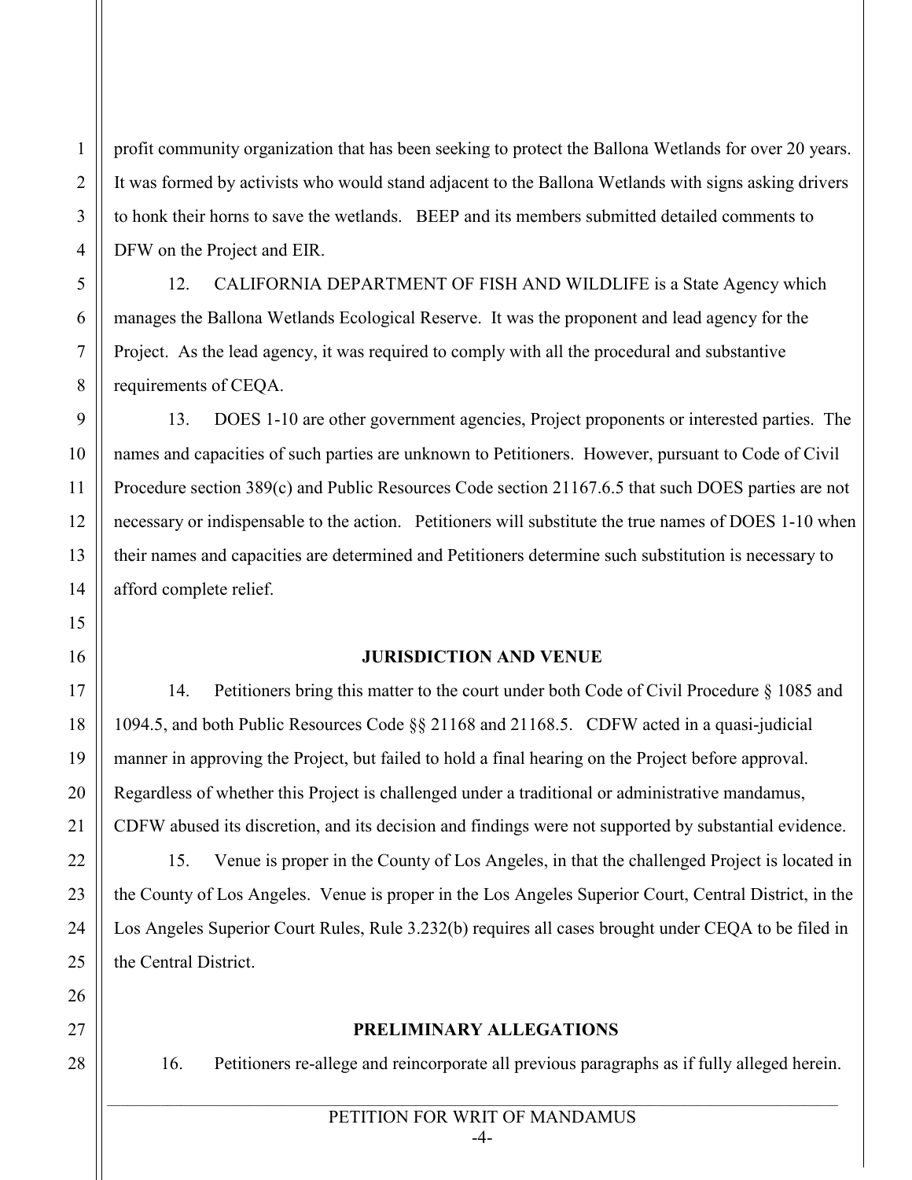profit community organization that has been seeking to protect the Ballona Wetlands for over 20 years. It was formed by activists who would stand adjacent to the Ballona Wetlands with signs asking drivers to honk their horns to save the wetlands. BEEP and its members submitted detailed comments to DFW on the Project and EIR.

12. CALIFORNIA DEPARTMENT OF FISH AND WILDLIFE is a State Agency which manages the Ballona Wetlands Ecological Reserve. It was the proponent and lead agency for the Project. As the lead agency, it was required to comply with all the procedural and substantive requirements of CEQA.

13. DOES 1-10 are other government agencies, Project proponents or interested parties. The names and capacities of such parties are unknown to Petitioners. However, pursuant to Code of Civil Procedure section 389(c) and Public Resources Code section 21167.6.5 that such DOES parties are not necessary or indispensable to the action. Petitioners will substitute the true names of DOES 1-10 when their names and capacities are determined and Petitioners determine such substitution is necessary to afford complete relief.

## JURISDICTION AND VENUE

14. Petitioners bring this matter to the court under both Code of Civil Procedure § 1085 and 1094.5, and both Public Resources Code §§ 21168 and 21168.5. CDFW acted in a quasi-judicial manner in approving the Project, but failed to hold a final hearing on the Project before approval. Regardless of whether this Project is challenged under a traditional or administrative mandamus, CDFW abused its discretion, and its decision and findings were not supported by substantial evidence.

15. Venue is proper in the County of Los Angeles, in that the challenged Project is located in the County of Los Angeles. Venue is proper in the Los Angeles Superior Court, Central District, in the Los Angeles Superior Court Rules, Rule 3.232(b) requires all cases brought under CEQA to be filed in the Central District.

## PRELIMINARY ALLEGATIONS

16. Petitioners re-allege and reincorporate all previous paragraphs as if fully alleged herein.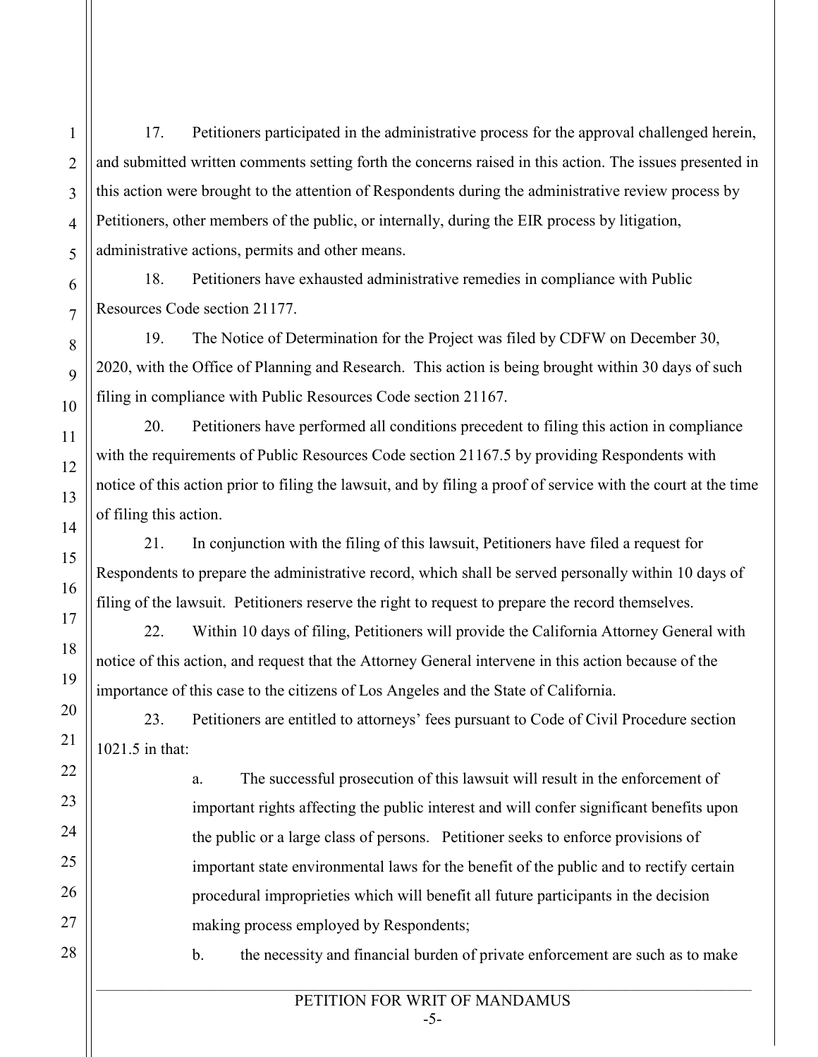17. Petitioners participated in the administrative process for the approval challenged herein, and submitted written comments setting forth the concerns raised in this action. The issues presented in this action were brought to the attention of Respondents during the administrative review process by Petitioners, other members of the public, or internally, during the EIR process by litigation, administrative actions, permits and other means.

18. Petitioners have exhausted administrative remedies in compliance with Public Resources Code section 21177.

19. The Notice of Determination for the Project was filed by CDFW on December 30, 2020, with the Office of Planning and Research. This action is being brought within 30 days of such filing in compliance with Public Resources Code section 21167.

20. Petitioners have performed all conditions precedent to filing this action in compliance with the requirements of Public Resources Code section 21167.5 by providing Respondents with notice of this action prior to filing the lawsuit, and by filing a proof of service with the court at the time of filing this action.

21. In conjunction with the filing of this lawsuit, Petitioners have filed a request for Respondents to prepare the administrative record, which shall be served personally within 10 days of filing of the lawsuit. Petitioners reserve the right to request to prepare the record themselves.

22. Within 10 days of filing, Petitioners will provide the California Attorney General with notice of this action, and request that the Attorney General intervene in this action because of the importance of this case to the citizens of Los Angeles and the State of California.

23. Petitioners are entitled to attorneys' fees pursuant to Code of Civil Procedure section 1021.5 in that:

a. The successful prosecution of this lawsuit will result in the enforcement of important rights affecting the public interest and will confer significant benefits upon the public or a large class of persons. Petitioner seeks to enforce provisions of important state environmental laws for the benefit of the public and to rectify certain procedural improprieties which will benefit all future participants in the decision making process employed by Respondents;

b. the necessity and financial burden of private enforcement are such as to make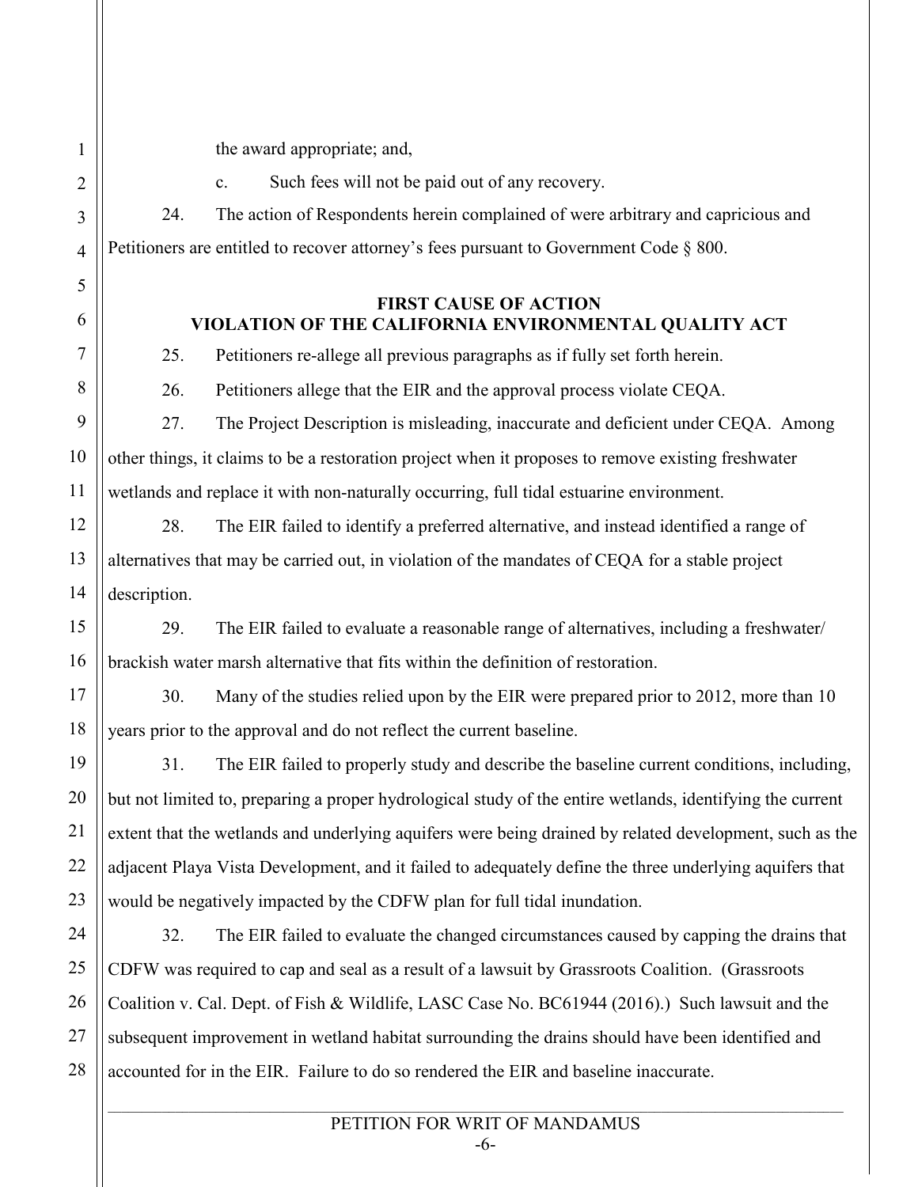the award appropriate; and,

c. Such fees will not be paid out of any recovery.

24. The action of Respondents herein complained of were arbitrary and capricious and Petitioners are entitled to recover attorney's fees pursuant to Government Code § 800.

## FIRST CAUSE OF ACTION
## VIOLATION OF THE CALIFORNIA ENVIRONMENTAL QUALITY ACT

25. Petitioners re-allege all previous paragraphs as if fully set forth herein.

26. Petitioners allege that the EIR and the approval process violate CEQA.

27. The Project Description is misleading, inaccurate and deficient under CEQA. Among other things, it claims to be a restoration project when it proposes to remove existing freshwater wetlands and replace it with non-naturally occurring, full tidal estuarine environment.

28. The EIR failed to identify a preferred alternative, and instead identified a range of alternatives that may be carried out, in violation of the mandates of CEQA for a stable project description.

29. The EIR failed to evaluate a reasonable range of alternatives, including a freshwater/ brackish water marsh alternative that fits within the definition of restoration.

30. Many of the studies relied upon by the EIR were prepared prior to 2012, more than 10 years prior to the approval and do not reflect the current baseline.

31. The EIR failed to properly study and describe the baseline current conditions, including, but not limited to, preparing a proper hydrological study of the entire wetlands, identifying the current extent that the wetlands and underlying aquifers were being drained by related development, such as the adjacent Playa Vista Development, and it failed to adequately define the three underlying aquifers that would be negatively impacted by the CDFW plan for full tidal inundation.

32. The EIR failed to evaluate the changed circumstances caused by capping the drains that CDFW was required to cap and seal as a result of a lawsuit by Grassroots Coalition. (Grassroots Coalition v. Cal. Dept. of Fish & Wildlife, LASC Case No. BC61944 (2016).) Such lawsuit and the subsequent improvement in wetland habitat surrounding the drains should have been identified and accounted for in the EIR. Failure to do so rendered the EIR and baseline inaccurate.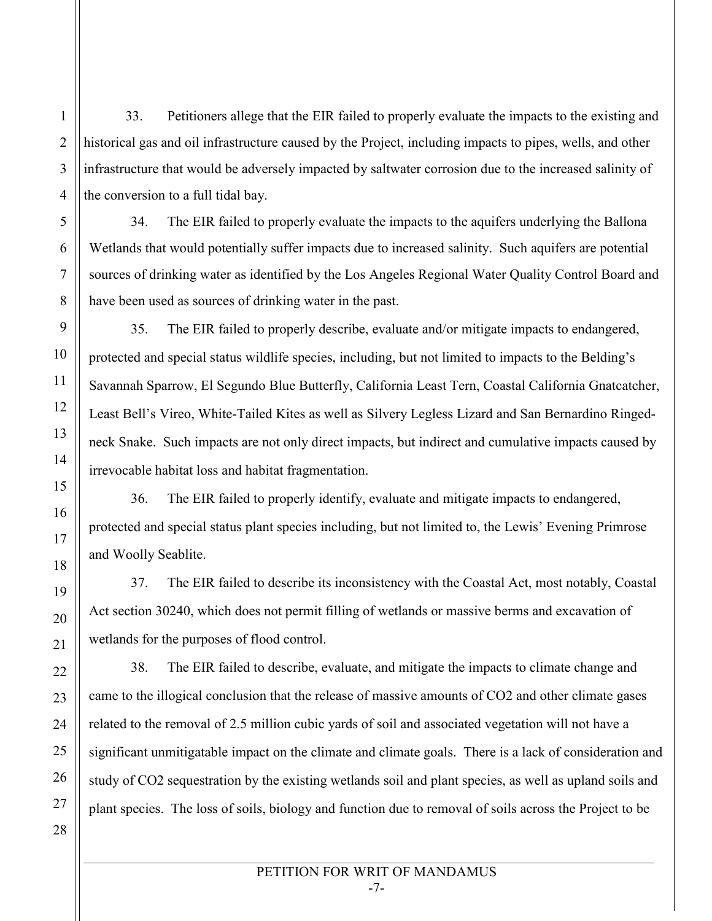33. Petitioners allege that the EIR failed to properly evaluate the impacts to the existing and historical gas and oil infrastructure caused by the Project, including impacts to pipes, wells, and other infrastructure that would be adversely impacted by saltwater corrosion due to the increased salinity of the conversion to a full tidal bay.

34. The EIR failed to properly evaluate the impacts to the aquifers underlying the Ballona Wetlands that would potentially suffer impacts due to increased salinity. Such aquifers are potential sources of drinking water as identified by the Los Angeles Regional Water Quality Control Board and have been used as sources of drinking water in the past.

35. The EIR failed to properly describe, evaluate and/or mitigate impacts to endangered, protected and special status wildlife species, including, but not limited to impacts to the Belding's Savannah Sparrow, El Segundo Blue Butterfly, California Least Tern, Coastal California Gnatcatcher, Least Bell's Vireo, White-Tailed Kites as well as Silvery Legless Lizard and San Bernardino Ringed-neck Snake. Such impacts are not only direct impacts, but indirect and cumulative impacts caused by irrevocable habitat loss and habitat fragmentation.

36. The EIR failed to properly identify, evaluate and mitigate impacts to endangered, protected and special status plant species including, but not limited to, the Lewis' Evening Primrose and Woolly Seablite.

37. The EIR failed to describe its inconsistency with the Coastal Act, most notably, Coastal Act section 30240, which does not permit filling of wetlands or massive berms and excavation of wetlands for the purposes of flood control.

38. The EIR failed to describe, evaluate, and mitigate the impacts to climate change and came to the illogical conclusion that the release of massive amounts of $CO_2$ and other climate gases related to the removal of 2.5 million cubic yards of soil and associated vegetation will not have a significant unmitigatable impact on the climate and climate goals. There is a lack of consideration and study of $CO_2$ sequestration by the existing wetlands soil and plant species, as well as upland soils and plant species. The loss of soils, biology and function due to removal of soils across the Project to be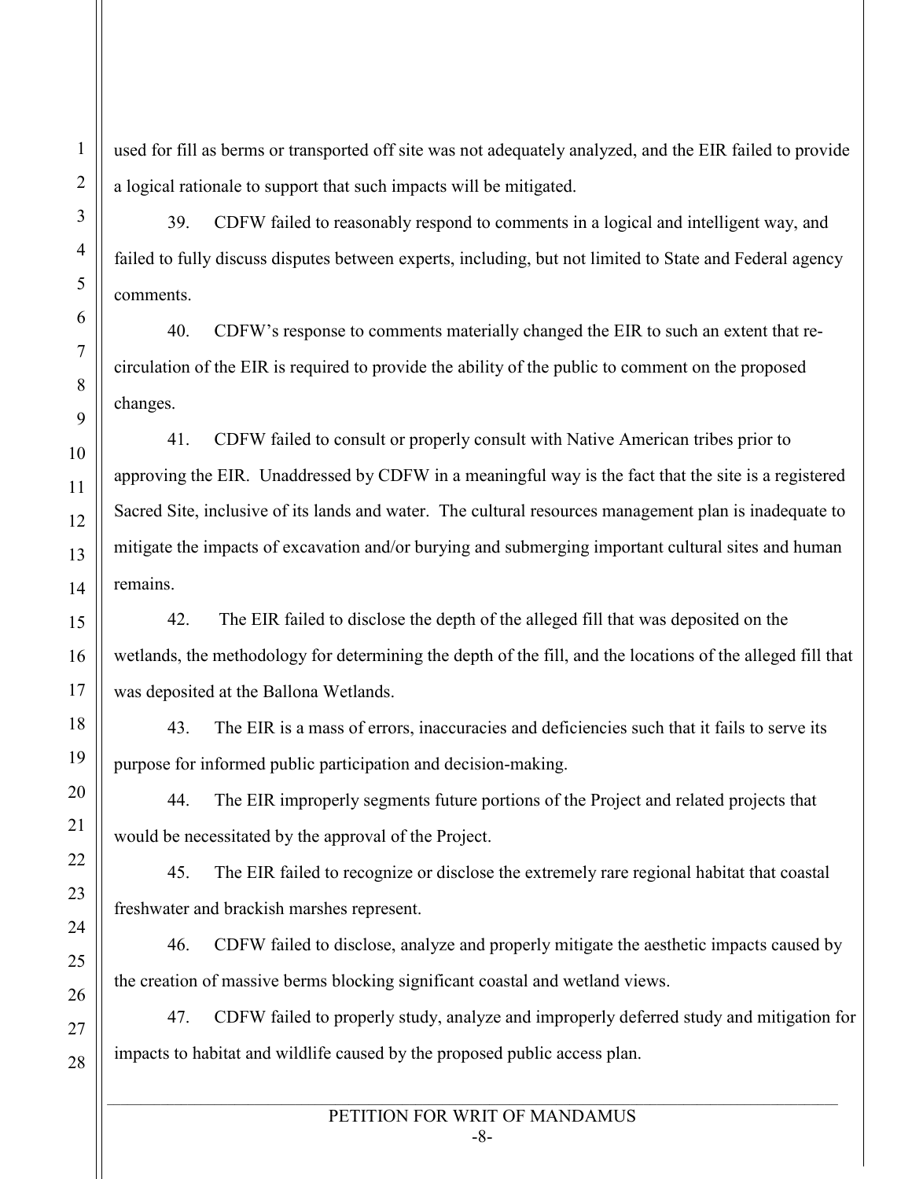used for fill as berms or transported off site was not adequately analyzed, and the EIR failed to provide a logical rationale to support that such impacts will be mitigated.

39. CDFW failed to reasonably respond to comments in a logical and intelligent way, and failed to fully discuss disputes between experts, including, but not limited to State and Federal agency comments.

40. CDFW's response to comments materially changed the EIR to such an extent that re-circulation of the EIR is required to provide the ability of the public to comment on the proposed changes.

41. CDFW failed to consult or properly consult with Native American tribes prior to approving the EIR. Unaddressed by CDFW in a meaningful way is the fact that the site is a registered Sacred Site, inclusive of its lands and water. The cultural resources management plan is inadequate to mitigate the impacts of excavation and/or burying and submerging important cultural sites and human remains.

42. The EIR failed to disclose the depth of the alleged fill that was deposited on the wetlands, the methodology for determining the depth of the fill, and the locations of the alleged fill that was deposited at the Ballona Wetlands.

43. The EIR is a mass of errors, inaccuracies and deficiencies such that it fails to serve its purpose for informed public participation and decision-making.

44. The EIR improperly segments future portions of the Project and related projects that would be necessitated by the approval of the Project.

45. The EIR failed to recognize or disclose the extremely rare regional habitat that coastal freshwater and brackish marshes represent.

46. CDFW failed to disclose, analyze and properly mitigate the aesthetic impacts caused by the creation of massive berms blocking significant coastal and wetland views.

47. CDFW failed to properly study, analyze and improperly deferred study and mitigation for impacts to habitat and wildlife caused by the proposed public access plan.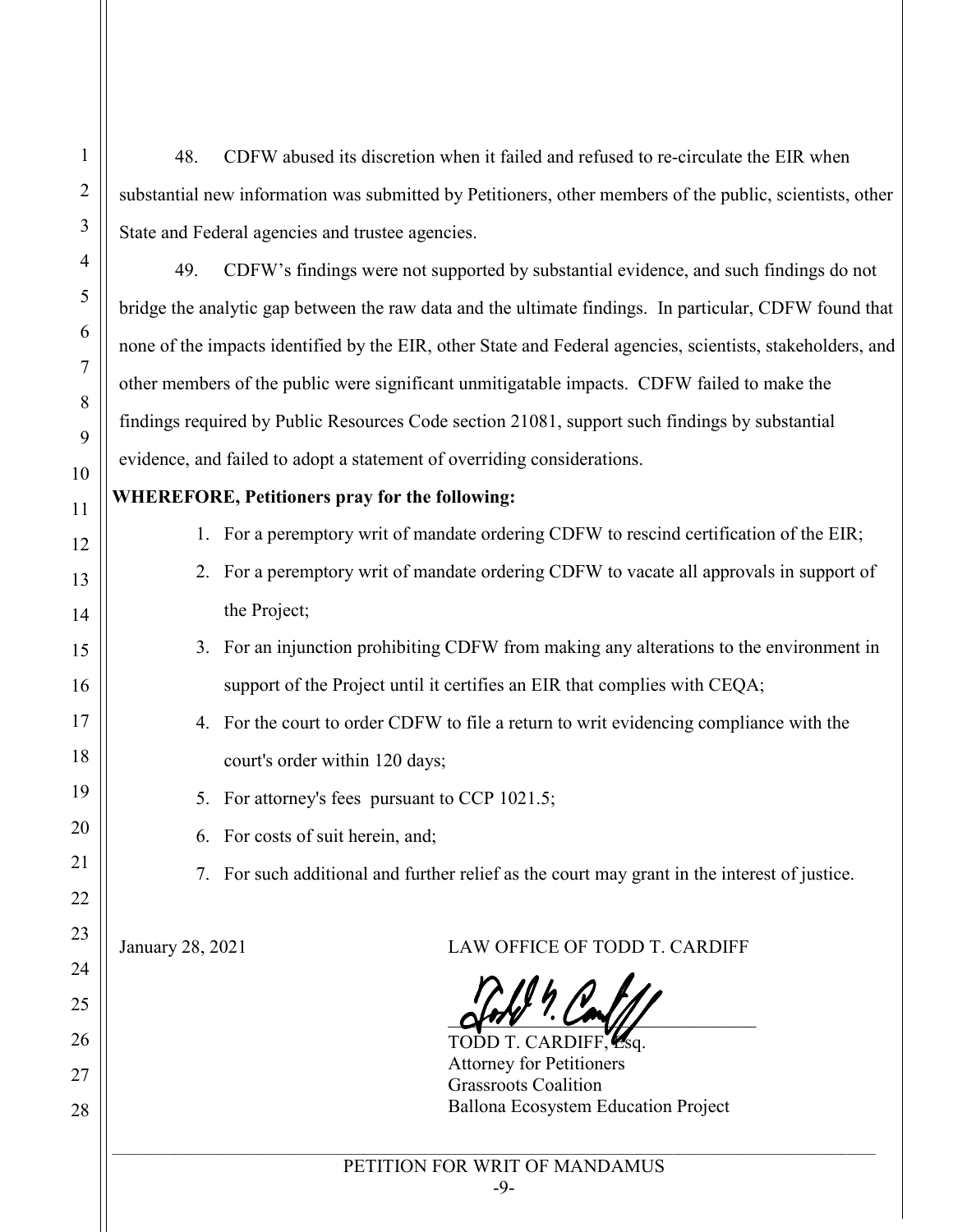48. CDFW abused its discretion when it failed and refused to re-circulate the EIR when substantial new information was submitted by Petitioners, other members of the public, scientists, other State and Federal agencies and trustee agencies.

49. CDFW's findings were not supported by substantial evidence, and such findings do not bridge the analytic gap between the raw data and the ultimate findings. In particular, CDFW found that none of the impacts identified by the EIR, other State and Federal agencies, scientists, stakeholders, and other members of the public were significant unmitigatable impacts. CDFW failed to make the findings required by Public Resources Code section 21081, support such findings by substantial evidence, and failed to adopt a statement of overriding considerations.

**WHEREFORE, Petitioners pray for the following:**

1. For a peremptory writ of mandate ordering CDFW to rescind certification of the EIR;
2. For a peremptory writ of mandate ordering CDFW to vacate all approvals in support of the Project;
3. For an injunction prohibiting CDFW from making any alterations to the environment in support of the Project until it certifies an EIR that complies with CEQA;
4. For the court to order CDFW to file a return to writ evidencing compliance with the court's order within 120 days;
5. For attorney's fees pursuant to CCP 1021.5;
6. For costs of suit herein, and;
7. For such additional and further relief as the court may grant in the interest of justice.

January 28, 2021

LAW OFFICE OF TODD T. CARDIFF

TODD T. CARDIFF, Esq.
Attorney for Petitioners
Grassroots Coalition
Ballona Ecosystem Education Project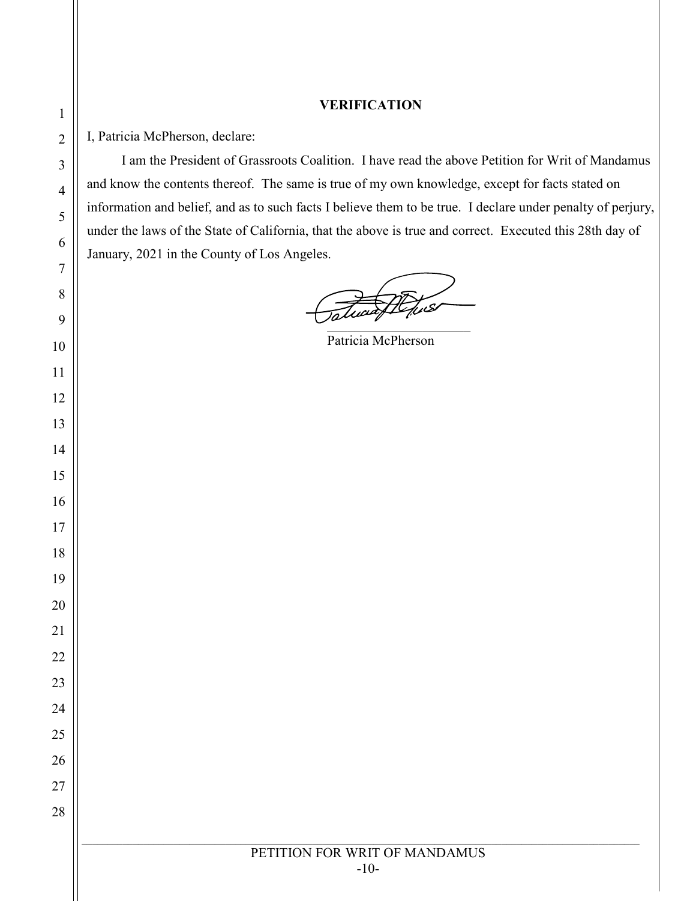## VERIFICATION

I, Patricia McPherson, declare:

I am the President of Grassroots Coalition. I have read the above Petition for Writ of Mandamus and know the contents thereof. The same is true of my own knowledge, except for facts stated on information and belief, and as to such facts I believe them to be true. I declare under penalty of perjury, under the laws of the State of California, that the above is true and correct. Executed this 28th day of January, 2021 in the County of Los Angeles.

______________________

Patricia McPherson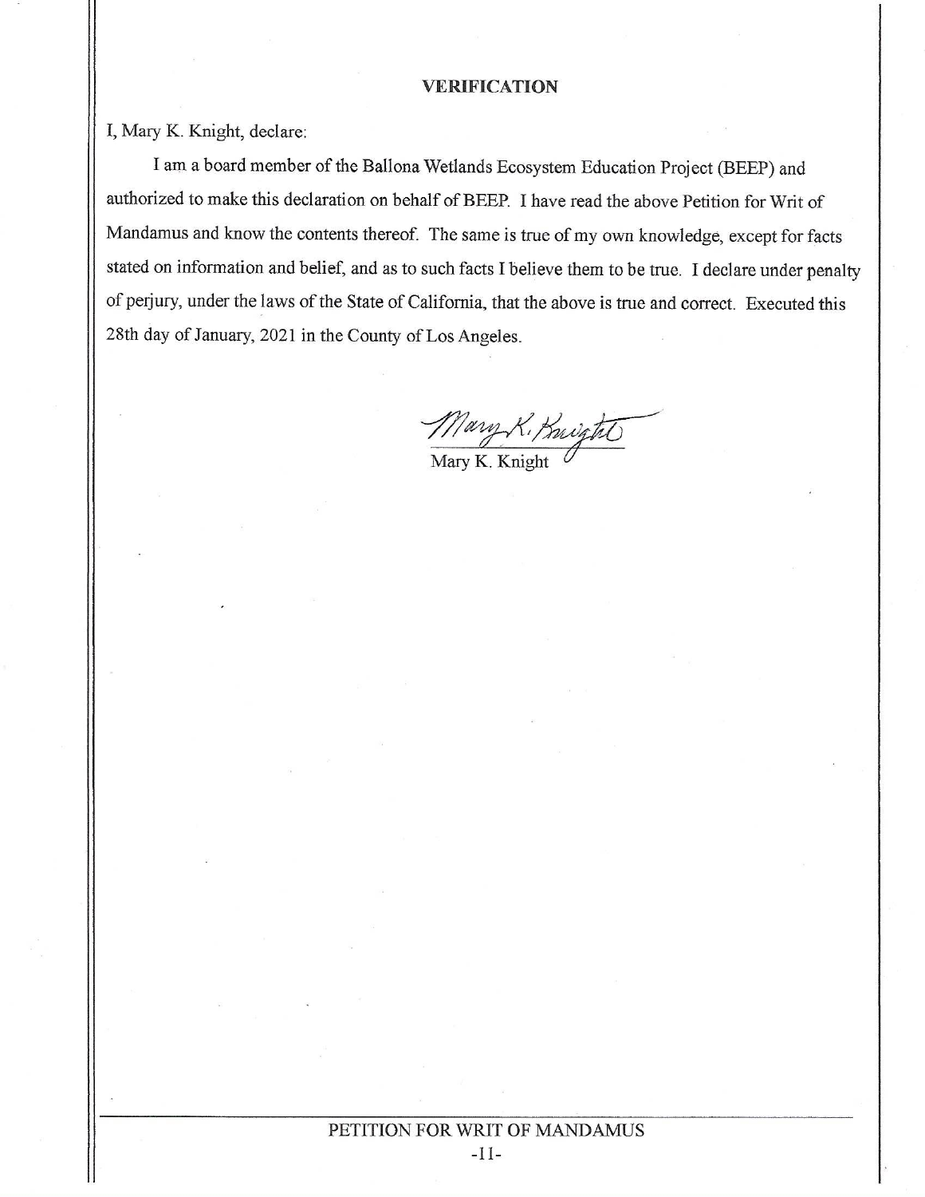**VERIFICATION**

I, Mary K. Knight, declare:

I am a board member of the Ballona Wetlands Ecosystem Education Project (BEEP) and authorized to make this declaration on behalf of BEEP. I have read the above Petition for Writ of Mandamus and know the contents thereof. The same is true of my own knowledge, except for facts stated on information and belief, and as to such facts I believe them to be true. I declare under penalty of perjury, under the laws of the State of California, that the above is true and correct. Executed this 28th day of January, 2021 in the County of Los Angeles.

Mary K. Knight

Mary K. Knight

PETITION FOR WRIT OF MANDAMUS